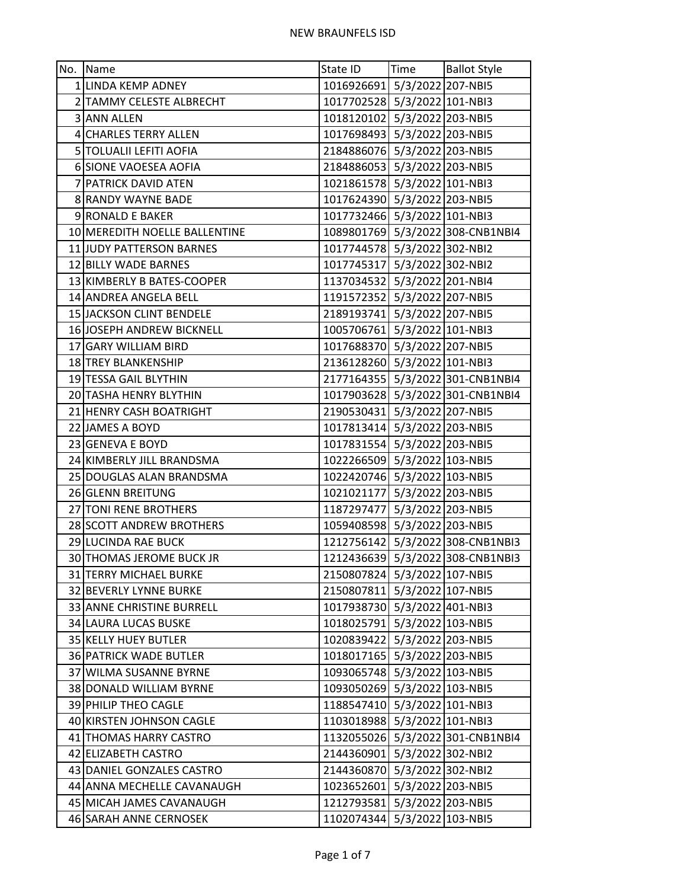# NEW BRAUNFELS ISD

| No. | Name | State ID | Time | Ballot Style |
|---|---|---|---|---|
| 1 | LINDA KEMP ADNEY | 1016926691 | 5/3/2022 | 207-NBI5 |
| 2 | TAMMY CELESTE ALBRECHT | 1017702528 | 5/3/2022 | 101-NBI3 |
| 3 | ANN ALLEN | 1018120102 | 5/3/2022 | 203-NBI5 |
| 4 | CHARLES TERRY ALLEN | 1017698493 | 5/3/2022 | 203-NBI5 |
| 5 | TOLUALII LEFITI AOFIA | 2184886076 | 5/3/2022 | 203-NBI5 |
| 6 | SIONE VAOESEA AOFIA | 2184886053 | 5/3/2022 | 203-NBI5 |
| 7 | PATRICK DAVID ATEN | 1021861578 | 5/3/2022 | 101-NBI3 |
| 8 | RANDY WAYNE BADE | 1017624390 | 5/3/2022 | 203-NBI5 |
| 9 | RONALD E BAKER | 1017732466 | 5/3/2022 | 101-NBI3 |
| 10 | MEREDITH NOELLE BALLENTINE | 1089801769 | 5/3/2022 | 308-CNB1NBI4 |
| 11 | JUDY PATTERSON BARNES | 1017744578 | 5/3/2022 | 302-NBI2 |
| 12 | BILLY WADE BARNES | 1017745317 | 5/3/2022 | 302-NBI2 |
| 13 | KIMBERLY B BATES-COOPER | 1137034532 | 5/3/2022 | 201-NBI4 |
| 14 | ANDREA ANGELA BELL | 1191572352 | 5/3/2022 | 207-NBI5 |
| 15 | JACKSON CLINT BENDELE | 2189193741 | 5/3/2022 | 207-NBI5 |
| 16 | JOSEPH ANDREW BICKNELL | 1005706761 | 5/3/2022 | 101-NBI3 |
| 17 | GARY WILLIAM BIRD | 1017688370 | 5/3/2022 | 207-NBI5 |
| 18 | TREY BLANKENSHIP | 2136128260 | 5/3/2022 | 101-NBI3 |
| 19 | TESSA GAIL BLYTHIN | 2177164355 | 5/3/2022 | 301-CNB1NBI4 |
| 20 | TASHA HENRY BLYTHIN | 1017903628 | 5/3/2022 | 301-CNB1NBI4 |
| 21 | HENRY CASH BOATRIGHT | 2190530431 | 5/3/2022 | 207-NBI5 |
| 22 | JAMES A BOYD | 1017813414 | 5/3/2022 | 203-NBI5 |
| 23 | GENEVA E BOYD | 1017831554 | 5/3/2022 | 203-NBI5 |
| 24 | KIMBERLY JILL BRANDSMA | 1022266509 | 5/3/2022 | 103-NBI5 |
| 25 | DOUGLAS ALAN BRANDSMA | 1022420746 | 5/3/2022 | 103-NBI5 |
| 26 | GLENN BREITUNG | 1021021177 | 5/3/2022 | 203-NBI5 |
| 27 | TONI RENE BROTHERS | 1187297477 | 5/3/2022 | 203-NBI5 |
| 28 | SCOTT ANDREW BROTHERS | 1059408598 | 5/3/2022 | 203-NBI5 |
| 29 | LUCINDA RAE BUCK | 1212756142 | 5/3/2022 | 308-CNB1NBI3 |
| 30 | THOMAS JEROME BUCK JR | 1212436639 | 5/3/2022 | 308-CNB1NBI3 |
| 31 | TERRY MICHAEL BURKE | 2150807824 | 5/3/2022 | 107-NBI5 |
| 32 | BEVERLY LYNNE BURKE | 2150807811 | 5/3/2022 | 107-NBI5 |
| 33 | ANNE CHRISTINE BURRELL | 1017938730 | 5/3/2022 | 401-NBI3 |
| 34 | LAURA LUCAS BUSKE | 1018025791 | 5/3/2022 | 103-NBI5 |
| 35 | KELLY HUEY BUTLER | 1020839422 | 5/3/2022 | 203-NBI5 |
| 36 | PATRICK WADE BUTLER | 1018017165 | 5/3/2022 | 203-NBI5 |
| 37 | WILMA SUSANNE BYRNE | 1093065748 | 5/3/2022 | 103-NBI5 |
| 38 | DONALD WILLIAM BYRNE | 1093050269 | 5/3/2022 | 103-NBI5 |
| 39 | PHILIP THEO CAGLE | 1188547410 | 5/3/2022 | 101-NBI3 |
| 40 | KIRSTEN JOHNSON CAGLE | 1103018988 | 5/3/2022 | 101-NBI3 |
| 41 | THOMAS HARRY CASTRO | 1132055026 | 5/3/2022 | 301-CNB1NBI4 |
| 42 | ELIZABETH CASTRO | 2144360901 | 5/3/2022 | 302-NBI2 |
| 43 | DANIEL GONZALES CASTRO | 2144360870 | 5/3/2022 | 302-NBI2 |
| 44 | ANNA MECHELLE CAVANAUGH | 1023652601 | 5/3/2022 | 203-NBI5 |
| 45 | MICAH JAMES CAVANAUGH | 1212793581 | 5/3/2022 | 203-NBI5 |
| 46 | SARAH ANNE CERNOSEK | 1102074344 | 5/3/2022 | 103-NBI5 |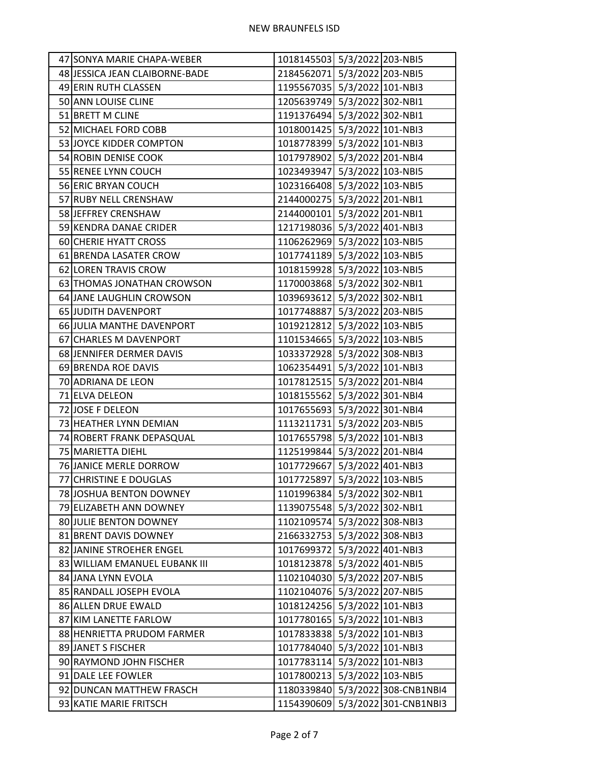| | | | | |
|---|---|---|---|---|
| 47 | SONYA MARIE CHAPA-WEBER | 1018145503 | 5/3/2022 | 203-NBI5 |
| 48 | JESSICA JEAN CLAIBORNE-BADE | 2184562071 | 5/3/2022 | 203-NBI5 |
| 49 | ERIN RUTH CLASSEN | 1195567035 | 5/3/2022 | 101-NBI3 |
| 50 | ANN LOUISE CLINE | 1205639749 | 5/3/2022 | 302-NBI1 |
| 51 | BRETT M CLINE | 1191376494 | 5/3/2022 | 302-NBI1 |
| 52 | MICHAEL FORD COBB | 1018001425 | 5/3/2022 | 101-NBI3 |
| 53 | JOYCE KIDDER COMPTON | 1018778399 | 5/3/2022 | 101-NBI3 |
| 54 | ROBIN DENISE COOK | 1017978902 | 5/3/2022 | 201-NBI4 |
| 55 | RENEE LYNN COUCH | 1023493947 | 5/3/2022 | 103-NBI5 |
| 56 | ERIC BRYAN COUCH | 1023166408 | 5/3/2022 | 103-NBI5 |
| 57 | RUBY NELL CRENSHAW | 2144000275 | 5/3/2022 | 201-NBI1 |
| 58 | JEFFREY CRENSHAW | 2144000101 | 5/3/2022 | 201-NBI1 |
| 59 | KENDRA DANAE CRIDER | 1217198036 | 5/3/2022 | 401-NBI3 |
| 60 | CHERIE HYATT CROSS | 1106262969 | 5/3/2022 | 103-NBI5 |
| 61 | BRENDA LASATER CROW | 1017741189 | 5/3/2022 | 103-NBI5 |
| 62 | LOREN TRAVIS CROW | 1018159928 | 5/3/2022 | 103-NBI5 |
| 63 | THOMAS JONATHAN CROWSON | 1170003868 | 5/3/2022 | 302-NBI1 |
| 64 | JANE LAUGHLIN CROWSON | 1039693612 | 5/3/2022 | 302-NBI1 |
| 65 | JUDITH DAVENPORT | 1017748887 | 5/3/2022 | 203-NBI5 |
| 66 | JULIA MANTHE DAVENPORT | 1019212812 | 5/3/2022 | 103-NBI5 |
| 67 | CHARLES M DAVENPORT | 1101534665 | 5/3/2022 | 103-NBI5 |
| 68 | JENNIFER DERMER DAVIS | 1033372928 | 5/3/2022 | 308-NBI3 |
| 69 | BRENDA ROE DAVIS | 1062354491 | 5/3/2022 | 101-NBI3 |
| 70 | ADRIANA DE LEON | 1017812515 | 5/3/2022 | 201-NBI4 |
| 71 | ELVA DELEON | 1018155562 | 5/3/2022 | 301-NBI4 |
| 72 | JOSE F DELEON | 1017655693 | 5/3/2022 | 301-NBI4 |
| 73 | HEATHER LYNN DEMIAN | 1113211731 | 5/3/2022 | 203-NBI5 |
| 74 | ROBERT FRANK DEPASQUAL | 1017655798 | 5/3/2022 | 101-NBI3 |
| 75 | MARIETTA DIEHL | 1125199844 | 5/3/2022 | 201-NBI4 |
| 76 | JANICE MERLE DORROW | 1017729667 | 5/3/2022 | 401-NBI3 |
| 77 | CHRISTINE E DOUGLAS | 1017725897 | 5/3/2022 | 103-NBI5 |
| 78 | JOSHUA BENTON DOWNEY | 1101996384 | 5/3/2022 | 302-NBI1 |
| 79 | ELIZABETH ANN DOWNEY | 1139075548 | 5/3/2022 | 302-NBI1 |
| 80 | JULIE BENTON DOWNEY | 1102109574 | 5/3/2022 | 308-NBI3 |
| 81 | BRENT DAVIS DOWNEY | 2166332753 | 5/3/2022 | 308-NBI3 |
| 82 | JANINE STROEHER ENGEL | 1017699372 | 5/3/2022 | 401-NBI3 |
| 83 | WILLIAM EMANUEL EUBANK III | 1018123878 | 5/3/2022 | 401-NBI5 |
| 84 | JANA LYNN EVOLA | 1102104030 | 5/3/2022 | 207-NBI5 |
| 85 | RANDALL JOSEPH EVOLA | 1102104076 | 5/3/2022 | 207-NBI5 |
| 86 | ALLEN DRUE EWALD | 1018124256 | 5/3/2022 | 101-NBI3 |
| 87 | KIM LANETTE FARLOW | 1017780165 | 5/3/2022 | 101-NBI3 |
| 88 | HENRIETTA PRUDOM FARMER | 1017833838 | 5/3/2022 | 101-NBI3 |
| 89 | JANET S FISCHER | 1017784040 | 5/3/2022 | 101-NBI3 |
| 90 | RAYMOND JOHN FISCHER | 1017783114 | 5/3/2022 | 101-NBI3 |
| 91 | DALE LEE FOWLER | 1017800213 | 5/3/2022 | 103-NBI5 |
| 92 | DUNCAN MATTHEW FRASCH | 1180339840 | 5/3/2022 | 308-CNB1NBI4 |
| 93 | KATIE MARIE FRITSCH | 1154390609 | 5/3/2022 | 301-CNB1NBI3 |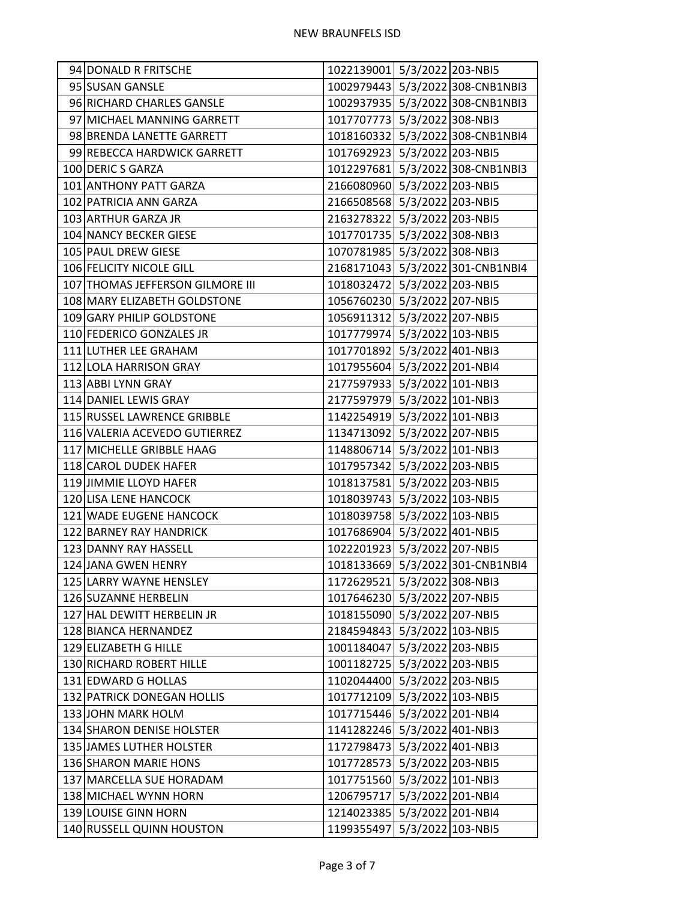NEW BRAUNFELS ISD

| | | | | |
|---|---|---|---|---|
| 94 | DONALD R FRITSCHE | 1022139001 | 5/3/2022 | 203-NBI5 |
| 95 | SUSAN GANSLE | 1002979443 | 5/3/2022 | 308-CNB1NBI3 |
| 96 | RICHARD CHARLES GANSLE | 1002937935 | 5/3/2022 | 308-CNB1NBI3 |
| 97 | MICHAEL MANNING GARRETT | 1017707773 | 5/3/2022 | 308-NBI3 |
| 98 | BRENDA LANETTE GARRETT | 1018160332 | 5/3/2022 | 308-CNB1NBI4 |
| 99 | REBECCA HARDWICK GARRETT | 1017692923 | 5/3/2022 | 203-NBI5 |
| 100 | DERIC S GARZA | 1012297681 | 5/3/2022 | 308-CNB1NBI3 |
| 101 | ANTHONY PATT GARZA | 2166080960 | 5/3/2022 | 203-NBI5 |
| 102 | PATRICIA ANN GARZA | 2166508568 | 5/3/2022 | 203-NBI5 |
| 103 | ARTHUR GARZA JR | 2163278322 | 5/3/2022 | 203-NBI5 |
| 104 | NANCY BECKER GIESE | 1017701735 | 5/3/2022 | 308-NBI3 |
| 105 | PAUL DREW GIESE | 1070781985 | 5/3/2022 | 308-NBI3 |
| 106 | FELICITY NICOLE GILL | 2168171043 | 5/3/2022 | 301-CNB1NBI4 |
| 107 | THOMAS JEFFERSON GILMORE III | 1018032472 | 5/3/2022 | 203-NBI5 |
| 108 | MARY ELIZABETH GOLDSTONE | 1056760230 | 5/3/2022 | 207-NBI5 |
| 109 | GARY PHILIP GOLDSTONE | 1056911312 | 5/3/2022 | 207-NBI5 |
| 110 | FEDERICO GONZALES JR | 1017779974 | 5/3/2022 | 103-NBI5 |
| 111 | LUTHER LEE GRAHAM | 1017701892 | 5/3/2022 | 401-NBI3 |
| 112 | LOLA HARRISON GRAY | 1017955604 | 5/3/2022 | 201-NBI4 |
| 113 | ABBI LYNN GRAY | 2177597933 | 5/3/2022 | 101-NBI3 |
| 114 | DANIEL LEWIS GRAY | 2177597979 | 5/3/2022 | 101-NBI3 |
| 115 | RUSSEL LAWRENCE GRIBBLE | 1142254919 | 5/3/2022 | 101-NBI3 |
| 116 | VALERIA ACEVEDO GUTIERREZ | 1134713092 | 5/3/2022 | 207-NBI5 |
| 117 | MICHELLE GRIBBLE HAAG | 1148806714 | 5/3/2022 | 101-NBI3 |
| 118 | CAROL DUDEK HAFER | 1017957342 | 5/3/2022 | 203-NBI5 |
| 119 | JIMMIE LLOYD HAFER | 1018137581 | 5/3/2022 | 203-NBI5 |
| 120 | LISA LENE HANCOCK | 1018039743 | 5/3/2022 | 103-NBI5 |
| 121 | WADE EUGENE HANCOCK | 1018039758 | 5/3/2022 | 103-NBI5 |
| 122 | BARNEY RAY HANDRICK | 1017686904 | 5/3/2022 | 401-NBI5 |
| 123 | DANNY RAY HASSELL | 1022201923 | 5/3/2022 | 207-NBI5 |
| 124 | JANA GWEN HENRY | 1018133669 | 5/3/2022 | 301-CNB1NBI4 |
| 125 | LARRY WAYNE HENSLEY | 1172629521 | 5/3/2022 | 308-NBI3 |
| 126 | SUZANNE HERBELIN | 1017646230 | 5/3/2022 | 207-NBI5 |
| 127 | HAL DEWITT HERBELIN JR | 1018155090 | 5/3/2022 | 207-NBI5 |
| 128 | BIANCA HERNANDEZ | 2184594843 | 5/3/2022 | 103-NBI5 |
| 129 | ELIZABETH G HILLE | 1001184047 | 5/3/2022 | 203-NBI5 |
| 130 | RICHARD ROBERT HILLE | 1001182725 | 5/3/2022 | 203-NBI5 |
| 131 | EDWARD G HOLLAS | 1102044400 | 5/3/2022 | 203-NBI5 |
| 132 | PATRICK DONEGAN HOLLIS | 1017712109 | 5/3/2022 | 103-NBI5 |
| 133 | JOHN MARK HOLM | 1017715446 | 5/3/2022 | 201-NBI4 |
| 134 | SHARON DENISE HOLSTER | 1141282246 | 5/3/2022 | 401-NBI3 |
| 135 | JAMES LUTHER HOLSTER | 1172798473 | 5/3/2022 | 401-NBI3 |
| 136 | SHARON MARIE HONS | 1017728573 | 5/3/2022 | 203-NBI5 |
| 137 | MARCELLA SUE HORADAM | 1017751560 | 5/3/2022 | 101-NBI3 |
| 138 | MICHAEL WYNN HORN | 1206795717 | 5/3/2022 | 201-NBI4 |
| 139 | LOUISE GINN HORN | 1214023385 | 5/3/2022 | 201-NBI4 |
| 140 | RUSSELL QUINN HOUSTON | 1199355497 | 5/3/2022 | 103-NBI5 |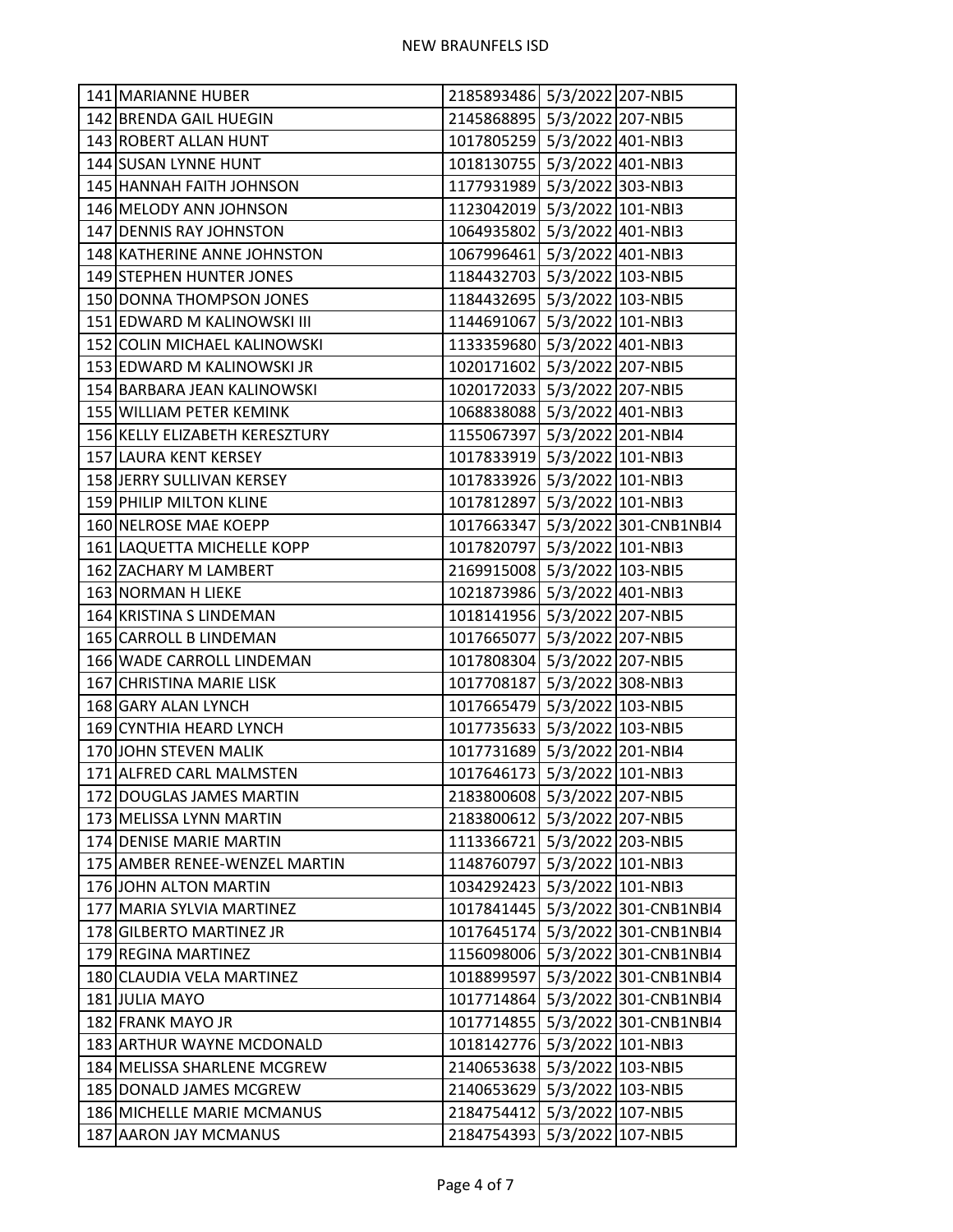NEW BRAUNFELS ISD

| | | | | |
|---|---|---|---|---|
| 141 | MARIANNE HUBER | 2185893486 | 5/3/2022 | 207-NBI5 |
| 142 | BRENDA GAIL HUEGIN | 2145868895 | 5/3/2022 | 207-NBI5 |
| 143 | ROBERT ALLAN HUNT | 1017805259 | 5/3/2022 | 401-NBI3 |
| 144 | SUSAN LYNNE HUNT | 1018130755 | 5/3/2022 | 401-NBI3 |
| 145 | HANNAH FAITH JOHNSON | 1177931989 | 5/3/2022 | 303-NBI3 |
| 146 | MELODY ANN JOHNSON | 1123042019 | 5/3/2022 | 101-NBI3 |
| 147 | DENNIS RAY JOHNSTON | 1064935802 | 5/3/2022 | 401-NBI3 |
| 148 | KATHERINE ANNE JOHNSTON | 1067996461 | 5/3/2022 | 401-NBI3 |
| 149 | STEPHEN HUNTER JONES | 1184432703 | 5/3/2022 | 103-NBI5 |
| 150 | DONNA THOMPSON JONES | 1184432695 | 5/3/2022 | 103-NBI5 |
| 151 | EDWARD M KALINOWSKI III | 1144691067 | 5/3/2022 | 101-NBI3 |
| 152 | COLIN MICHAEL KALINOWSKI | 1133359680 | 5/3/2022 | 401-NBI3 |
| 153 | EDWARD M KALINOWSKI JR | 1020171602 | 5/3/2022 | 207-NBI5 |
| 154 | BARBARA JEAN KALINOWSKI | 1020172033 | 5/3/2022 | 207-NBI5 |
| 155 | WILLIAM PETER KEMINK | 1068838088 | 5/3/2022 | 401-NBI3 |
| 156 | KELLY ELIZABETH KERESZTURY | 1155067397 | 5/3/2022 | 201-NBI4 |
| 157 | LAURA KENT KERSEY | 1017833919 | 5/3/2022 | 101-NBI3 |
| 158 | JERRY SULLIVAN KERSEY | 1017833926 | 5/3/2022 | 101-NBI3 |
| 159 | PHILIP MILTON KLINE | 1017812897 | 5/3/2022 | 101-NBI3 |
| 160 | NELROSE MAE KOEPP | 1017663347 | 5/3/2022 | 301-CNB1NBI4 |
| 161 | LAQUETTA MICHELLE KOPP | 1017820797 | 5/3/2022 | 101-NBI3 |
| 162 | ZACHARY M LAMBERT | 2169915008 | 5/3/2022 | 103-NBI5 |
| 163 | NORMAN H LIEKE | 1021873986 | 5/3/2022 | 401-NBI3 |
| 164 | KRISTINA S LINDEMAN | 1018141956 | 5/3/2022 | 207-NBI5 |
| 165 | CARROLL B LINDEMAN | 1017665077 | 5/3/2022 | 207-NBI5 |
| 166 | WADE CARROLL LINDEMAN | 1017808304 | 5/3/2022 | 207-NBI5 |
| 167 | CHRISTINA MARIE LISK | 1017708187 | 5/3/2022 | 308-NBI3 |
| 168 | GARY ALAN LYNCH | 1017665479 | 5/3/2022 | 103-NBI5 |
| 169 | CYNTHIA HEARD LYNCH | 1017735633 | 5/3/2022 | 103-NBI5 |
| 170 | JOHN STEVEN MALIK | 1017731689 | 5/3/2022 | 201-NBI4 |
| 171 | ALFRED CARL MALMSTEN | 1017646173 | 5/3/2022 | 101-NBI3 |
| 172 | DOUGLAS JAMES MARTIN | 2183800608 | 5/3/2022 | 207-NBI5 |
| 173 | MELISSA LYNN MARTIN | 2183800612 | 5/3/2022 | 207-NBI5 |
| 174 | DENISE MARIE MARTIN | 1113366721 | 5/3/2022 | 203-NBI5 |
| 175 | AMBER RENEE-WENZEL MARTIN | 1148760797 | 5/3/2022 | 101-NBI3 |
| 176 | JOHN ALTON MARTIN | 1034292423 | 5/3/2022 | 101-NBI3 |
| 177 | MARIA SYLVIA MARTINEZ | 1017841445 | 5/3/2022 | 301-CNB1NBI4 |
| 178 | GILBERTO MARTINEZ JR | 1017645174 | 5/3/2022 | 301-CNB1NBI4 |
| 179 | REGINA MARTINEZ | 1156098006 | 5/3/2022 | 301-CNB1NBI4 |
| 180 | CLAUDIA VELA MARTINEZ | 1018899597 | 5/3/2022 | 301-CNB1NBI4 |
| 181 | JULIA MAYO | 1017714864 | 5/3/2022 | 301-CNB1NBI4 |
| 182 | FRANK MAYO JR | 1017714855 | 5/3/2022 | 301-CNB1NBI4 |
| 183 | ARTHUR WAYNE MCDONALD | 1018142776 | 5/3/2022 | 101-NBI3 |
| 184 | MELISSA SHARLENE MCGREW | 2140653638 | 5/3/2022 | 103-NBI5 |
| 185 | DONALD JAMES MCGREW | 2140653629 | 5/3/2022 | 103-NBI5 |
| 186 | MICHELLE MARIE MCMANUS | 2184754412 | 5/3/2022 | 107-NBI5 |
| 187 | AARON JAY MCMANUS | 2184754393 | 5/3/2022 | 107-NBI5 |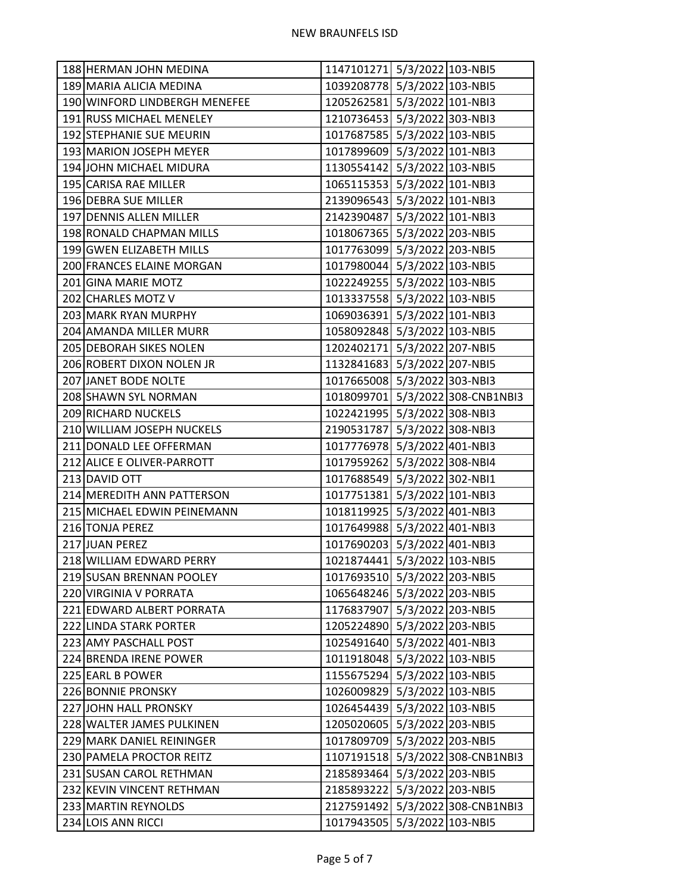| | | | | |
|---|---|---|---|---|
| 188 | HERMAN JOHN MEDINA | 1147101271 | 5/3/2022 | 103-NBI5 |
| 189 | MARIA ALICIA MEDINA | 1039208778 | 5/3/2022 | 103-NBI5 |
| 190 | WINFORD LINDBERGH MENEFEE | 1205262581 | 5/3/2022 | 101-NBI3 |
| 191 | RUSS MICHAEL MENELEY | 1210736453 | 5/3/2022 | 303-NBI3 |
| 192 | STEPHANIE SUE MEURIN | 1017687585 | 5/3/2022 | 103-NBI5 |
| 193 | MARION JOSEPH MEYER | 1017899609 | 5/3/2022 | 101-NBI3 |
| 194 | JOHN MICHAEL MIDURA | 1130554142 | 5/3/2022 | 103-NBI5 |
| 195 | CARISA RAE MILLER | 1065115353 | 5/3/2022 | 101-NBI3 |
| 196 | DEBRA SUE MILLER | 2139096543 | 5/3/2022 | 101-NBI3 |
| 197 | DENNIS ALLEN MILLER | 2142390487 | 5/3/2022 | 101-NBI3 |
| 198 | RONALD CHAPMAN MILLS | 1018067365 | 5/3/2022 | 203-NBI5 |
| 199 | GWEN ELIZABETH MILLS | 1017763099 | 5/3/2022 | 203-NBI5 |
| 200 | FRANCES ELAINE MORGAN | 1017980044 | 5/3/2022 | 103-NBI5 |
| 201 | GINA MARIE MOTZ | 1022249255 | 5/3/2022 | 103-NBI5 |
| 202 | CHARLES MOTZ V | 1013337558 | 5/3/2022 | 103-NBI5 |
| 203 | MARK RYAN MURPHY | 1069036391 | 5/3/2022 | 101-NBI3 |
| 204 | AMANDA MILLER MURR | 1058092848 | 5/3/2022 | 103-NBI5 |
| 205 | DEBORAH SIKES NOLEN | 1202402171 | 5/3/2022 | 207-NBI5 |
| 206 | ROBERT DIXON NOLEN JR | 1132841683 | 5/3/2022 | 207-NBI5 |
| 207 | JANET BODE NOLTE | 1017665008 | 5/3/2022 | 303-NBI3 |
| 208 | SHAWN SYL NORMAN | 1018099701 | 5/3/2022 | 308-CNB1NBI3 |
| 209 | RICHARD NUCKELS | 1022421995 | 5/3/2022 | 308-NBI3 |
| 210 | WILLIAM JOSEPH NUCKELS | 2190531787 | 5/3/2022 | 308-NBI3 |
| 211 | DONALD LEE OFFERMAN | 1017776978 | 5/3/2022 | 401-NBI3 |
| 212 | ALICE E OLIVER-PARROTT | 1017959262 | 5/3/2022 | 308-NBI4 |
| 213 | DAVID OTT | 1017688549 | 5/3/2022 | 302-NBI1 |
| 214 | MEREDITH ANN PATTERSON | 1017751381 | 5/3/2022 | 101-NBI3 |
| 215 | MICHAEL EDWIN PEINEMANN | 1018119925 | 5/3/2022 | 401-NBI3 |
| 216 | TONJA PEREZ | 1017649988 | 5/3/2022 | 401-NBI3 |
| 217 | JUAN PEREZ | 1017690203 | 5/3/2022 | 401-NBI3 |
| 218 | WILLIAM EDWARD PERRY | 1021874441 | 5/3/2022 | 103-NBI5 |
| 219 | SUSAN BRENNAN POOLEY | 1017693510 | 5/3/2022 | 203-NBI5 |
| 220 | VIRGINIA V PORRATA | 1065648246 | 5/3/2022 | 203-NBI5 |
| 221 | EDWARD ALBERT PORRATA | 1176837907 | 5/3/2022 | 203-NBI5 |
| 222 | LINDA STARK PORTER | 1205224890 | 5/3/2022 | 203-NBI5 |
| 223 | AMY PASCHALL POST | 1025491640 | 5/3/2022 | 401-NBI3 |
| 224 | BRENDA IRENE POWER | 1011918048 | 5/3/2022 | 103-NBI5 |
| 225 | EARL B POWER | 1155675294 | 5/3/2022 | 103-NBI5 |
| 226 | BONNIE PRONSKY | 1026009829 | 5/3/2022 | 103-NBI5 |
| 227 | JOHN HALL PRONSKY | 1026454439 | 5/3/2022 | 103-NBI5 |
| 228 | WALTER JAMES PULKINEN | 1205020605 | 5/3/2022 | 203-NBI5 |
| 229 | MARK DANIEL REININGER | 1017809709 | 5/3/2022 | 203-NBI5 |
| 230 | PAMELA PROCTOR REITZ | 1107191518 | 5/3/2022 | 308-CNB1NBI3 |
| 231 | SUSAN CAROL RETHMAN | 2185893464 | 5/3/2022 | 203-NBI5 |
| 232 | KEVIN VINCENT RETHMAN | 2185893222 | 5/3/2022 | 203-NBI5 |
| 233 | MARTIN REYNOLDS | 2127591492 | 5/3/2022 | 308-CNB1NBI3 |
| 234 | LOIS ANN RICCI | 1017943505 | 5/3/2022 | 103-NBI5 |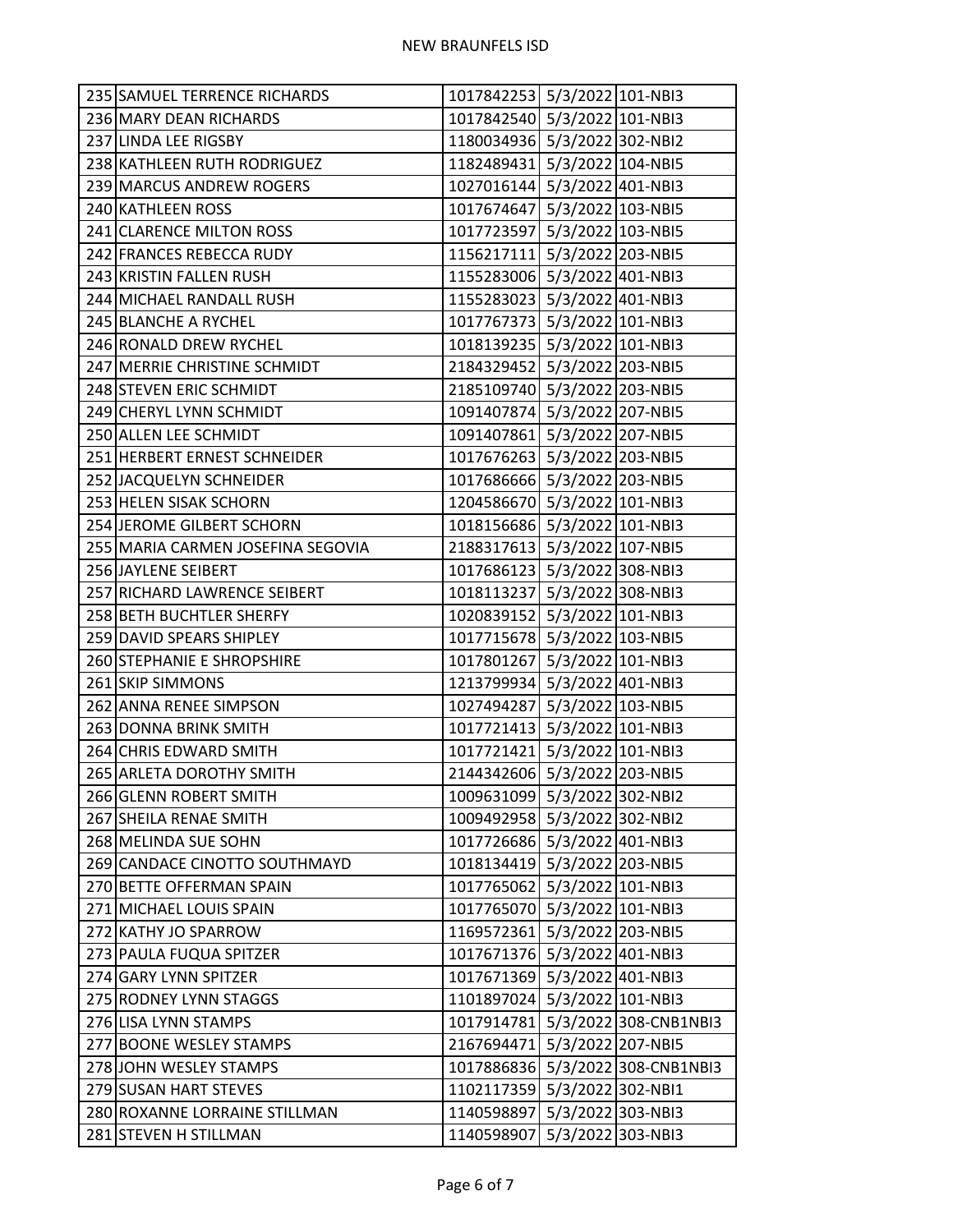| | | | | |
|---|---|---|---|---|
| 235 | SAMUEL TERRENCE RICHARDS | 1017842253 | 5/3/2022 | 101-NBI3 |
| 236 | MARY DEAN RICHARDS | 1017842540 | 5/3/2022 | 101-NBI3 |
| 237 | LINDA LEE RIGSBY | 1180034936 | 5/3/2022 | 302-NBI2 |
| 238 | KATHLEEN RUTH RODRIGUEZ | 1182489431 | 5/3/2022 | 104-NBI5 |
| 239 | MARCUS ANDREW ROGERS | 1027016144 | 5/3/2022 | 401-NBI3 |
| 240 | KATHLEEN ROSS | 1017674647 | 5/3/2022 | 103-NBI5 |
| 241 | CLARENCE MILTON ROSS | 1017723597 | 5/3/2022 | 103-NBI5 |
| 242 | FRANCES REBECCA RUDY | 1156217111 | 5/3/2022 | 203-NBI5 |
| 243 | KRISTIN FALLEN RUSH | 1155283006 | 5/3/2022 | 401-NBI3 |
| 244 | MICHAEL RANDALL RUSH | 1155283023 | 5/3/2022 | 401-NBI3 |
| 245 | BLANCHE A RYCHEL | 1017767373 | 5/3/2022 | 101-NBI3 |
| 246 | RONALD DREW RYCHEL | 1018139235 | 5/3/2022 | 101-NBI3 |
| 247 | MERRIE CHRISTINE SCHMIDT | 2184329452 | 5/3/2022 | 203-NBI5 |
| 248 | STEVEN ERIC SCHMIDT | 2185109740 | 5/3/2022 | 203-NBI5 |
| 249 | CHERYL LYNN SCHMIDT | 1091407874 | 5/3/2022 | 207-NBI5 |
| 250 | ALLEN LEE SCHMIDT | 1091407861 | 5/3/2022 | 207-NBI5 |
| 251 | HERBERT ERNEST SCHNEIDER | 1017676263 | 5/3/2022 | 203-NBI5 |
| 252 | JACQUELYN SCHNEIDER | 1017686666 | 5/3/2022 | 203-NBI5 |
| 253 | HELEN SISAK SCHORN | 1204586670 | 5/3/2022 | 101-NBI3 |
| 254 | JEROME GILBERT SCHORN | 1018156686 | 5/3/2022 | 101-NBI3 |
| 255 | MARIA CARMEN JOSEFINA SEGOVIA | 2188317613 | 5/3/2022 | 107-NBI5 |
| 256 | JAYLENE SEIBERT | 1017686123 | 5/3/2022 | 308-NBI3 |
| 257 | RICHARD LAWRENCE SEIBERT | 1018113237 | 5/3/2022 | 308-NBI3 |
| 258 | BETH BUCHTLER SHERFY | 1020839152 | 5/3/2022 | 101-NBI3 |
| 259 | DAVID SPEARS SHIPLEY | 1017715678 | 5/3/2022 | 103-NBI5 |
| 260 | STEPHANIE E SHROPSHIRE | 1017801267 | 5/3/2022 | 101-NBI3 |
| 261 | SKIP SIMMONS | 1213799934 | 5/3/2022 | 401-NBI3 |
| 262 | ANNA RENEE SIMPSON | 1027494287 | 5/3/2022 | 103-NBI5 |
| 263 | DONNA BRINK SMITH | 1017721413 | 5/3/2022 | 101-NBI3 |
| 264 | CHRIS EDWARD SMITH | 1017721421 | 5/3/2022 | 101-NBI3 |
| 265 | ARLETA DOROTHY SMITH | 2144342606 | 5/3/2022 | 203-NBI5 |
| 266 | GLENN ROBERT SMITH | 1009631099 | 5/3/2022 | 302-NBI2 |
| 267 | SHEILA RENAE SMITH | 1009492958 | 5/3/2022 | 302-NBI2 |
| 268 | MELINDA SUE SOHN | 1017726686 | 5/3/2022 | 401-NBI3 |
| 269 | CANDACE CINOTTO SOUTHMAYD | 1018134419 | 5/3/2022 | 203-NBI5 |
| 270 | BETTE OFFERMAN SPAIN | 1017765062 | 5/3/2022 | 101-NBI3 |
| 271 | MICHAEL LOUIS SPAIN | 1017765070 | 5/3/2022 | 101-NBI3 |
| 272 | KATHY JO SPARROW | 1169572361 | 5/3/2022 | 203-NBI5 |
| 273 | PAULA FUQUA SPITZER | 1017671376 | 5/3/2022 | 401-NBI3 |
| 274 | GARY LYNN SPITZER | 1017671369 | 5/3/2022 | 401-NBI3 |
| 275 | RODNEY LYNN STAGGS | 1101897024 | 5/3/2022 | 101-NBI3 |
| 276 | LISA LYNN STAMPS | 1017914781 | 5/3/2022 | 308-CNB1NBI3 |
| 277 | BOONE WESLEY STAMPS | 2167694471 | 5/3/2022 | 207-NBI5 |
| 278 | JOHN WESLEY STAMPS | 1017886836 | 5/3/2022 | 308-CNB1NBI3 |
| 279 | SUSAN HART STEVES | 1102117359 | 5/3/2022 | 302-NBI1 |
| 280 | ROXANNE LORRAINE STILLMAN | 1140598897 | 5/3/2022 | 303-NBI3 |
| 281 | STEVEN H STILLMAN | 1140598907 | 5/3/2022 | 303-NBI3 |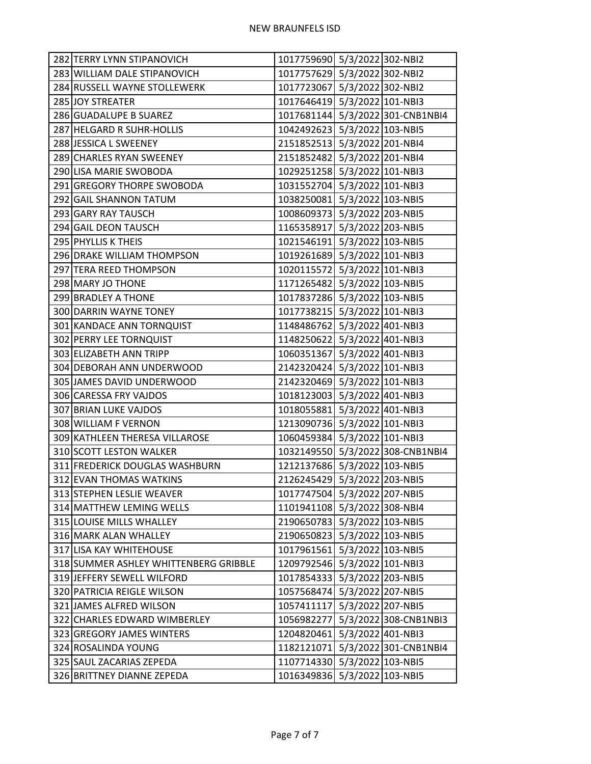| | | | | |
|---|---|---|---|---|
| 282 | TERRY LYNN STIPANOVICH | 1017759690 | 5/3/2022 | 302-NBI2 |
| 283 | WILLIAM DALE STIPANOVICH | 1017757629 | 5/3/2022 | 302-NBI2 |
| 284 | RUSSELL WAYNE STOLLEWERK | 1017723067 | 5/3/2022 | 302-NBI2 |
| 285 | JOY STREATER | 1017646419 | 5/3/2022 | 101-NBI3 |
| 286 | GUADALUPE B SUAREZ | 1017681144 | 5/3/2022 | 301-CNB1NBI4 |
| 287 | HELGARD R SUHR-HOLLIS | 1042492623 | 5/3/2022 | 103-NBI5 |
| 288 | JESSICA L SWEENEY | 2151852513 | 5/3/2022 | 201-NBI4 |
| 289 | CHARLES RYAN SWEENEY | 2151852482 | 5/3/2022 | 201-NBI4 |
| 290 | LISA MARIE SWOBODA | 1029251258 | 5/3/2022 | 101-NBI3 |
| 291 | GREGORY THORPE SWOBODA | 1031552704 | 5/3/2022 | 101-NBI3 |
| 292 | GAIL SHANNON TATUM | 1038250081 | 5/3/2022 | 103-NBI5 |
| 293 | GARY RAY TAUSCH | 1008609373 | 5/3/2022 | 203-NBI5 |
| 294 | GAIL DEON TAUSCH | 1165358917 | 5/3/2022 | 203-NBI5 |
| 295 | PHYLLIS K THEIS | 1021546191 | 5/3/2022 | 103-NBI5 |
| 296 | DRAKE WILLIAM THOMPSON | 1019261689 | 5/3/2022 | 101-NBI3 |
| 297 | TERA REED THOMPSON | 1020115572 | 5/3/2022 | 101-NBI3 |
| 298 | MARY JO THONE | 1171265482 | 5/3/2022 | 103-NBI5 |
| 299 | BRADLEY A THONE | 1017837286 | 5/3/2022 | 103-NBI5 |
| 300 | DARRIN WAYNE TONEY | 1017738215 | 5/3/2022 | 101-NBI3 |
| 301 | KANDACE ANN TORNQUIST | 1148486762 | 5/3/2022 | 401-NBI3 |
| 302 | PERRY LEE TORNQUIST | 1148250622 | 5/3/2022 | 401-NBI3 |
| 303 | ELIZABETH ANN TRIPP | 1060351367 | 5/3/2022 | 401-NBI3 |
| 304 | DEBORAH ANN UNDERWOOD | 2142320424 | 5/3/2022 | 101-NBI3 |
| 305 | JAMES DAVID UNDERWOOD | 2142320469 | 5/3/2022 | 101-NBI3 |
| 306 | CARESSA FRY VAJDOS | 1018123003 | 5/3/2022 | 401-NBI3 |
| 307 | BRIAN LUKE VAJDOS | 1018055881 | 5/3/2022 | 401-NBI3 |
| 308 | WILLIAM F VERNON | 1213090736 | 5/3/2022 | 101-NBI3 |
| 309 | KATHLEEN THERESA VILLAROSE | 1060459384 | 5/3/2022 | 101-NBI3 |
| 310 | SCOTT LESTON WALKER | 1032149550 | 5/3/2022 | 308-CNB1NBI4 |
| 311 | FREDERICK DOUGLAS WASHBURN | 1212137686 | 5/3/2022 | 103-NBI5 |
| 312 | EVAN THOMAS WATKINS | 2126245429 | 5/3/2022 | 203-NBI5 |
| 313 | STEPHEN LESLIE WEAVER | 1017747504 | 5/3/2022 | 207-NBI5 |
| 314 | MATTHEW LEMING WELLS | 1101941108 | 5/3/2022 | 308-NBI4 |
| 315 | LOUISE MILLS WHALLEY | 2190650783 | 5/3/2022 | 103-NBI5 |
| 316 | MARK ALAN WHALLEY | 2190650823 | 5/3/2022 | 103-NBI5 |
| 317 | LISA KAY WHITEHOUSE | 1017961561 | 5/3/2022 | 103-NBI5 |
| 318 | SUMMER ASHLEY WHITTENBERG GRIBBLE | 1209792546 | 5/3/2022 | 101-NBI3 |
| 319 | JEFFERY SEWELL WILFORD | 1017854333 | 5/3/2022 | 203-NBI5 |
| 320 | PATRICIA REIGLE WILSON | 1057568474 | 5/3/2022 | 207-NBI5 |
| 321 | JAMES ALFRED WILSON | 1057411117 | 5/3/2022 | 207-NBI5 |
| 322 | CHARLES EDWARD WIMBERLEY | 1056982277 | 5/3/2022 | 308-CNB1NBI3 |
| 323 | GREGORY JAMES WINTERS | 1204820461 | 5/3/2022 | 401-NBI3 |
| 324 | ROSALINDA YOUNG | 1182121071 | 5/3/2022 | 301-CNB1NBI4 |
| 325 | SAUL ZACARIAS ZEPEDA | 1107714330 | 5/3/2022 | 103-NBI5 |
| 326 | BRITTNEY DIANNE ZEPEDA | 1016349836 | 5/3/2022 | 103-NBI5 |